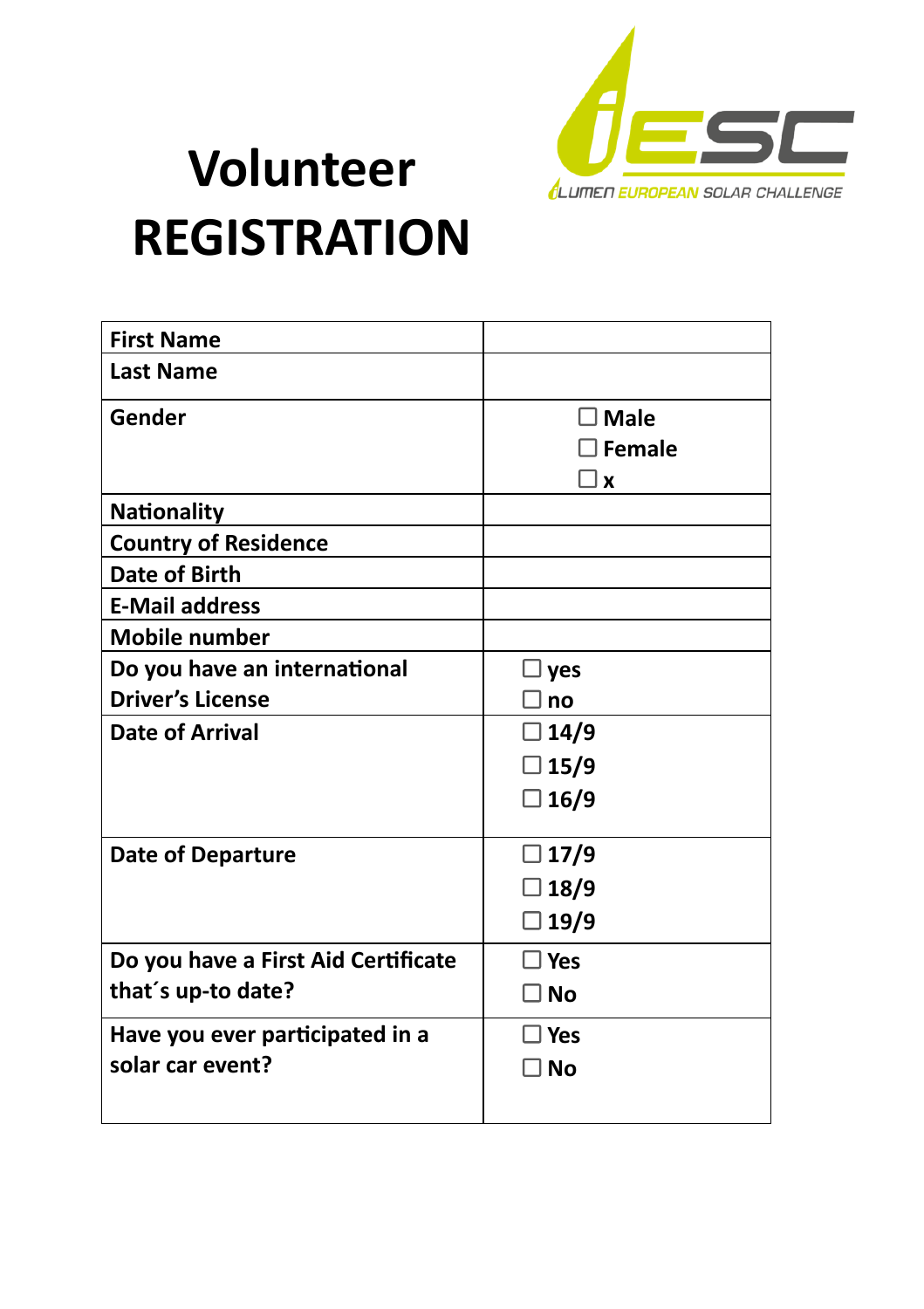# Volunteer REGISTRATION

iLUMEN EUROPEAN SOLAR CHALLENGE

| First Name | |
|---|---|
| Last Name | |
| Gender | ☐ Male<br>☐ Female<br>☐ x |
| Nationality | |
| Country of Residence | |
| Date of Birth | |
| E-Mail address | |
| Mobile number | |
| Do you have an international Driver's License | ☐ yes<br>☐ no |
| Date of Arrival | ☐ 14/9<br>☐ 15/9<br>☐ 16/9 |
| Date of Departure | ☐ 17/9<br>☐ 18/9<br>☐ 19/9 |
| Do you have a First Aid Certificate that´s up-to date? | ☐ Yes<br>☐ No |
| Have you ever participated in a solar car event? | ☐ Yes<br>☐ No |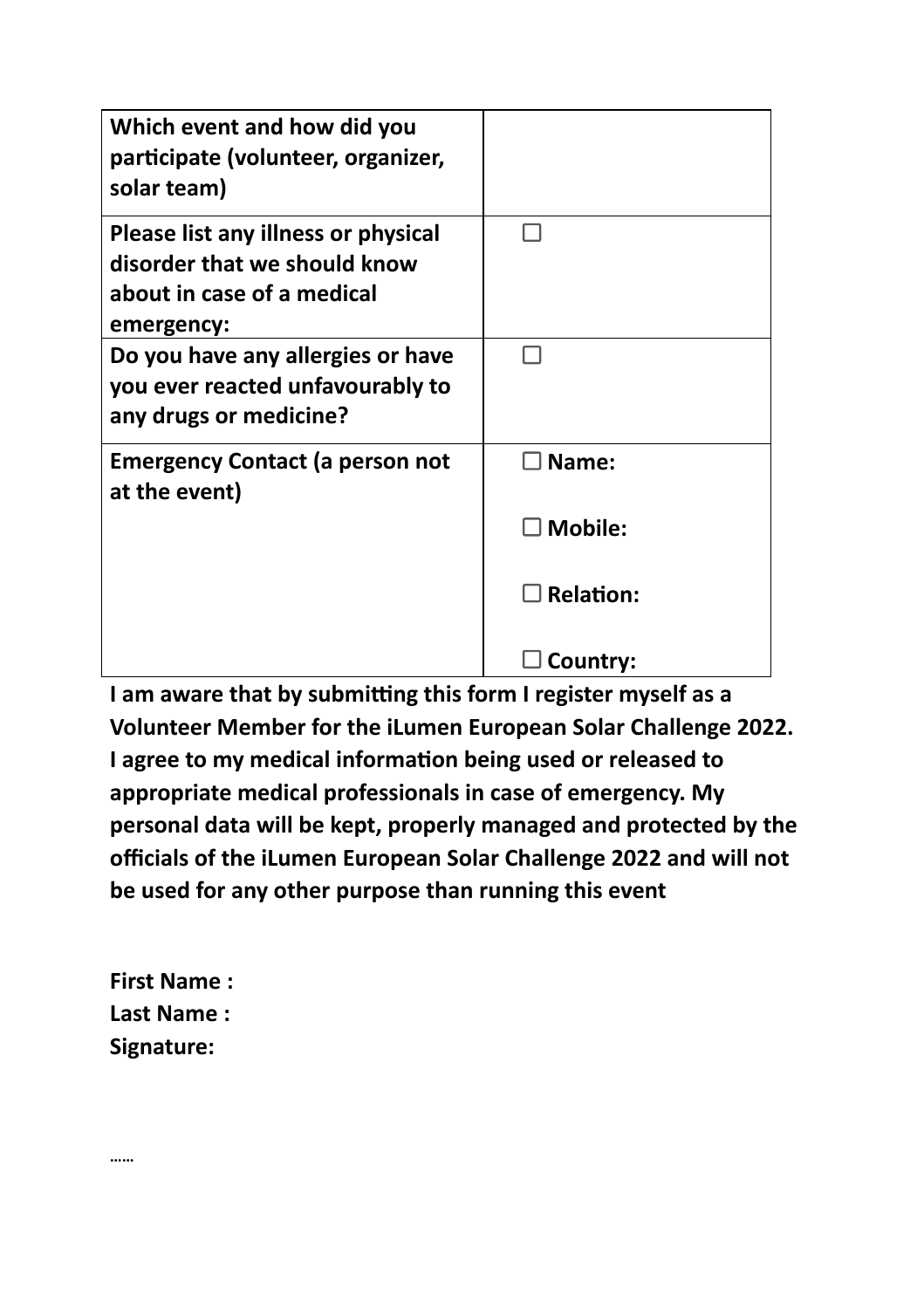| | |
|---|---|
| **Which event and how did you participate (volunteer, organizer, solar team)** | |
| **Please list any illness or physical disorder that we should know about in case of a medical emergency:** | ☐ |
| **Do you have any allergies or have you ever reacted unfavourably to any drugs or medicine?** | ☐ |
| **Emergency Contact (a person not at the event)** | ☐ **Name:**<br><br>☐ **Mobile:**<br><br>☐ **Relation:**<br><br>☐ **Country:** |

**I am aware that by submitting this form I register myself as a Volunteer Member for the iLumen European Solar Challenge 2022. I agree to my medical information being used or released to appropriate medical professionals in case of emergency. My personal data will be kept, properly managed and protected by the officials of the iLumen European Solar Challenge 2022 and will not be used for any other purpose than running this event**

**First Name :**
**Last Name :**
**Signature:**

……